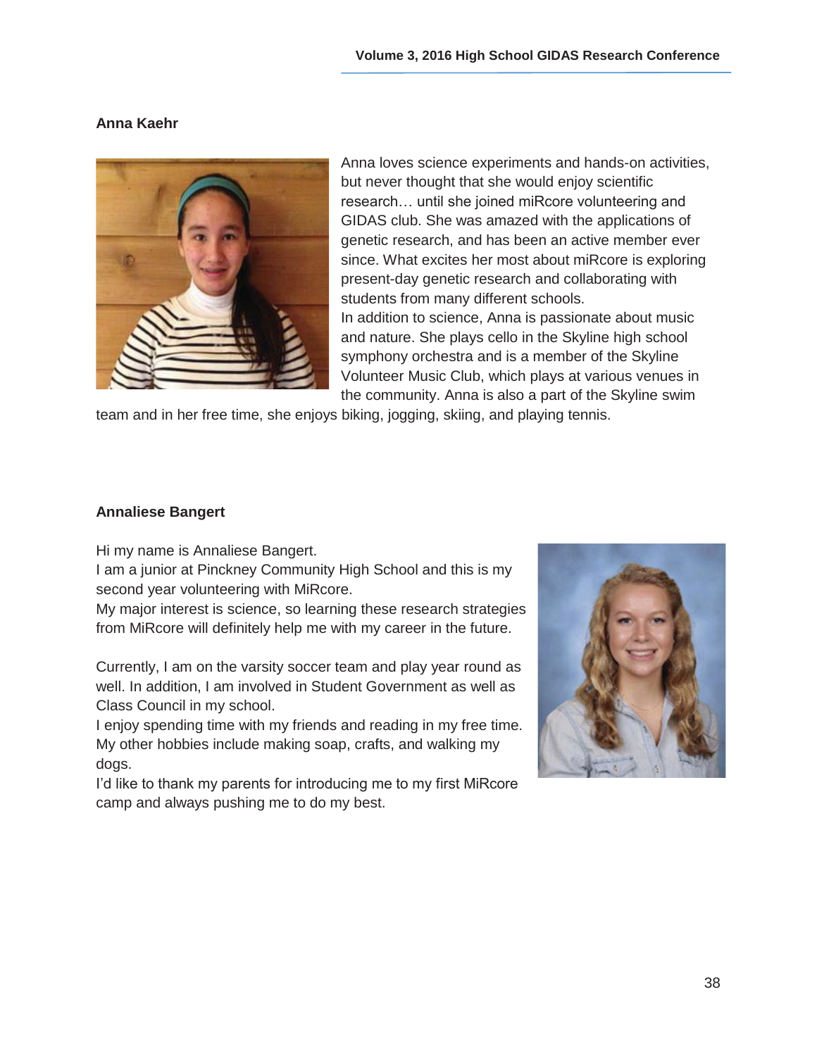**Anna Kaehr**

Anna loves science experiments and hands-on activities, but never thought that she would enjoy scientific research… until she joined miRcore volunteering and GIDAS club. She was amazed with the applications of genetic research, and has been an active member ever since. What excites her most about miRcore is exploring present-day genetic research and collaborating with students from many different schools.

In addition to science, Anna is passionate about music and nature. She plays cello in the Skyline high school symphony orchestra and is a member of the Skyline Volunteer Music Club, which plays at various venues in the community. Anna is also a part of the Skyline swim team and in her free time, she enjoys biking, jogging, skiing, and playing tennis.

**Annaliese Bangert**

Hi my name is Annaliese Bangert.

I am a junior at Pinckney Community High School and this is my second year volunteering with MiRcore.

My major interest is science, so learning these research strategies from MiRcore will definitely help me with my career in the future.

Currently, I am on the varsity soccer team and play year round as well. In addition, I am involved in Student Government as well as Class Council in my school.

I enjoy spending time with my friends and reading in my free time. My other hobbies include making soap, crafts, and walking my dogs.

I'd like to thank my parents for introducing me to my first MiRcore camp and always pushing me to do my best.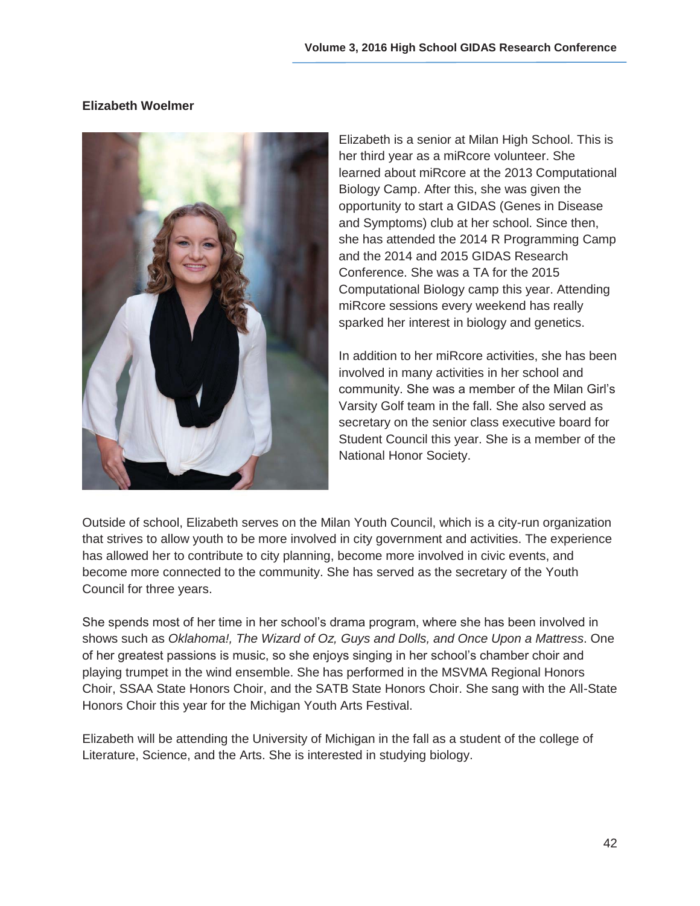**Elizabeth Woelmer**

Elizabeth is a senior at Milan High School. This is her third year as a miRcore volunteer. She learned about miRcore at the 2013 Computational Biology Camp. After this, she was given the opportunity to start a GIDAS (Genes in Disease and Symptoms) club at her school. Since then, she has attended the 2014 R Programming Camp and the 2014 and 2015 GIDAS Research Conference. She was a TA for the 2015 Computational Biology camp this year. Attending miRcore sessions every weekend has really sparked her interest in biology and genetics.

In addition to her miRcore activities, she has been involved in many activities in her school and community. She was a member of the Milan Girl's Varsity Golf team in the fall. She also served as secretary on the senior class executive board for Student Council this year. She is a member of the National Honor Society.

Outside of school, Elizabeth serves on the Milan Youth Council, which is a city-run organization that strives to allow youth to be more involved in city government and activities. The experience has allowed her to contribute to city planning, become more involved in civic events, and become more connected to the community. She has served as the secretary of the Youth Council for three years.

She spends most of her time in her school's drama program, where she has been involved in shows such as *Oklahoma!, The Wizard of Oz, Guys and Dolls, and Once Upon a Mattress*. One of her greatest passions is music, so she enjoys singing in her school's chamber choir and playing trumpet in the wind ensemble. She has performed in the MSVMA Regional Honors Choir, SSAA State Honors Choir, and the SATB State Honors Choir. She sang with the All-State Honors Choir this year for the Michigan Youth Arts Festival.

Elizabeth will be attending the University of Michigan in the fall as a student of the college of Literature, Science, and the Arts. She is interested in studying biology.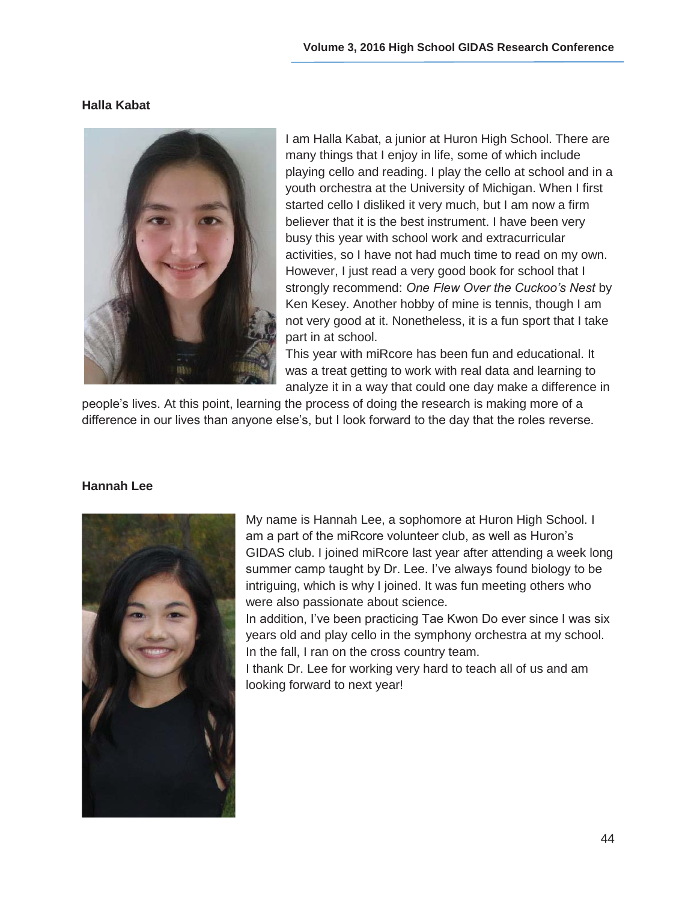### Halla Kabat

I am Halla Kabat, a junior at Huron High School. There are many things that I enjoy in life, some of which include playing cello and reading. I play the cello at school and in a youth orchestra at the University of Michigan. When I first started cello I disliked it very much, but I am now a firm believer that it is the best instrument. I have been very busy this year with school work and extracurricular activities, so I have not had much time to read on my own. However, I just read a very good book for school that I strongly recommend: *One Flew Over the Cuckoo's Nest* by Ken Kesey. Another hobby of mine is tennis, though I am not very good at it. Nonetheless, it is a fun sport that I take part in at school.

This year with miRcore has been fun and educational. It was a treat getting to work with real data and learning to analyze it in a way that could one day make a difference in people's lives. At this point, learning the process of doing the research is making more of a difference in our lives than anyone else's, but I look forward to the day that the roles reverse.

### Hannah Lee

My name is Hannah Lee, a sophomore at Huron High School. I am a part of the miRcore volunteer club, as well as Huron's GIDAS club. I joined miRcore last year after attending a week long summer camp taught by Dr. Lee. I've always found biology to be intriguing, which is why I joined. It was fun meeting others who were also passionate about science.

In addition, I've been practicing Tae Kwon Do ever since I was six years old and play cello in the symphony orchestra at my school. In the fall, I ran on the cross country team.

I thank Dr. Lee for working very hard to teach all of us and am looking forward to next year!